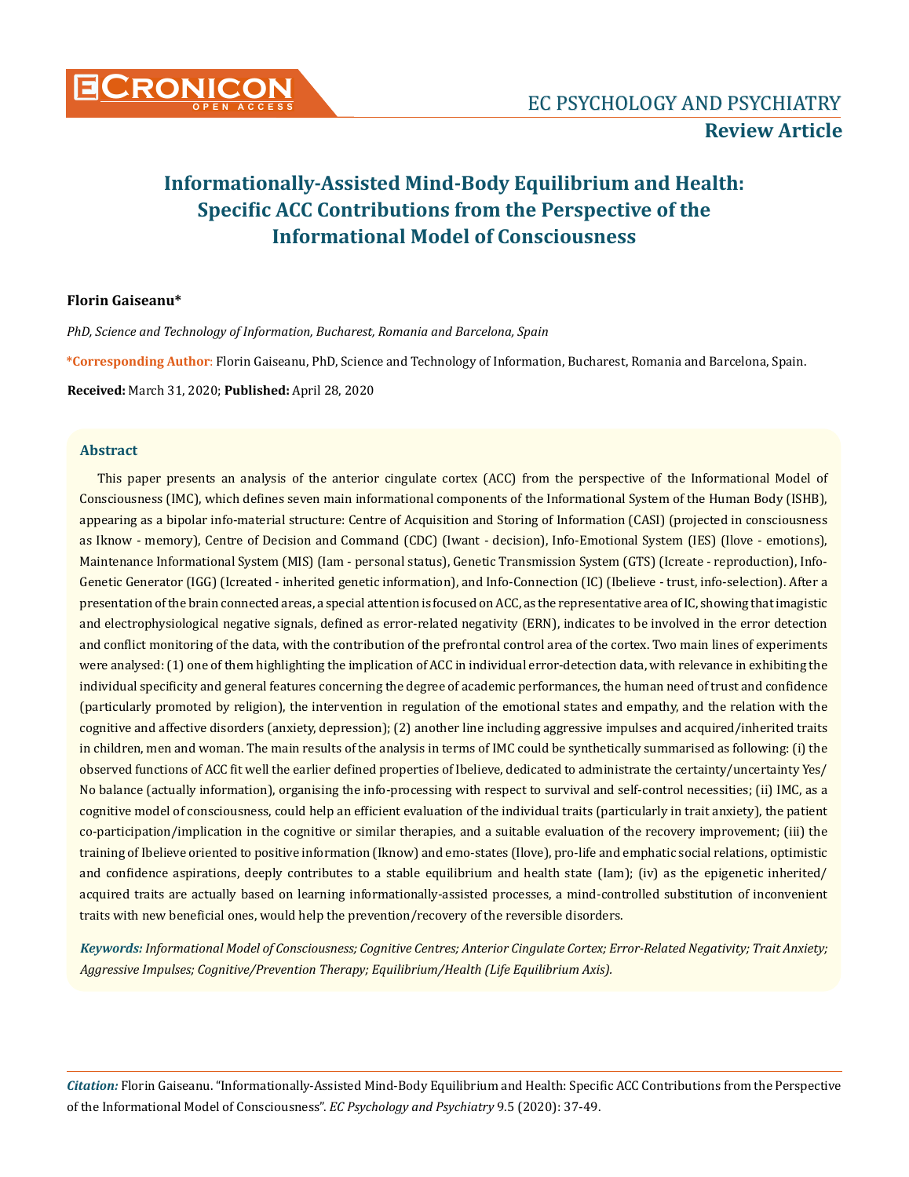# Informationally-Assisted Mind-Body Equilibrium and Health: Specific ACC Contributions from the Perspective of the Informational Model of Consciousness

**Review Article**

**Florin Gaiseanu***

*PhD, Science and Technology of Information, Bucharest, Romania and Barcelona, Spain*

**\*Corresponding Author**: Florin Gaiseanu, PhD, Science and Technology of Information, Bucharest, Romania and Barcelona, Spain.

**Received:** March 31, 2020; **Published:** April 28, 2020

## Abstract

This paper presents an analysis of the anterior cingulate cortex (ACC) from the perspective of the Informational Model of Consciousness (IMC), which defines seven main informational components of the Informational System of the Human Body (ISHB), appearing as a bipolar info-material structure: Centre of Acquisition and Storing of Information (CASI) (projected in consciousness as Iknow - memory), Centre of Decision and Command (CDC) (Iwant - decision), Info-Emotional System (IES) (Ilove - emotions), Maintenance Informational System (MIS) (Iam - personal status), Genetic Transmission System (GTS) (Icreate - reproduction), Info-Genetic Generator (IGG) (Icreated - inherited genetic information), and Info-Connection (IC) (Ibelieve - trust, info-selection). After a presentation of the brain connected areas, a special attention is focused on ACC, as the representative area of IC, showing that imagistic and electrophysiological negative signals, defined as error-related negativity (ERN), indicates to be involved in the error detection and conflict monitoring of the data, with the contribution of the prefrontal control area of the cortex. Two main lines of experiments were analysed: (1) one of them highlighting the implication of ACC in individual error-detection data, with relevance in exhibiting the individual specificity and general features concerning the degree of academic performances, the human need of trust and confidence (particularly promoted by religion), the intervention in regulation of the emotional states and empathy, and the relation with the cognitive and affective disorders (anxiety, depression); (2) another line including aggressive impulses and acquired/inherited traits in children, men and woman. The main results of the analysis in terms of IMC could be synthetically summarised as following: (i) the observed functions of ACC fit well the earlier defined properties of Ibelieve, dedicated to administrate the certainty/uncertainty Yes/No balance (actually information), organising the info-processing with respect to survival and self-control necessities; (ii) IMC, as a cognitive model of consciousness, could help an efficient evaluation of the individual traits (particularly in trait anxiety), the patient co-participation/implication in the cognitive or similar therapies, and a suitable evaluation of the recovery improvement; (iii) the training of Ibelieve oriented to positive information (Iknow) and emo-states (Ilove), pro-life and emphatic social relations, optimistic and confidence aspirations, deeply contributes to a stable equilibrium and health state (Iam); (iv) as the epigenetic inherited/acquired traits are actually based on learning informationally-assisted processes, a mind-controlled substitution of inconvenient traits with new beneficial ones, would help the prevention/recovery of the reversible disorders.

***Keywords:*** *Informational Model of Consciousness; Cognitive Centres; Anterior Cingulate Cortex; Error-Related Negativity; Trait Anxiety; Aggressive Impulses; Cognitive/Prevention Therapy; Equilibrium/Health (Life Equilibrium Axis).*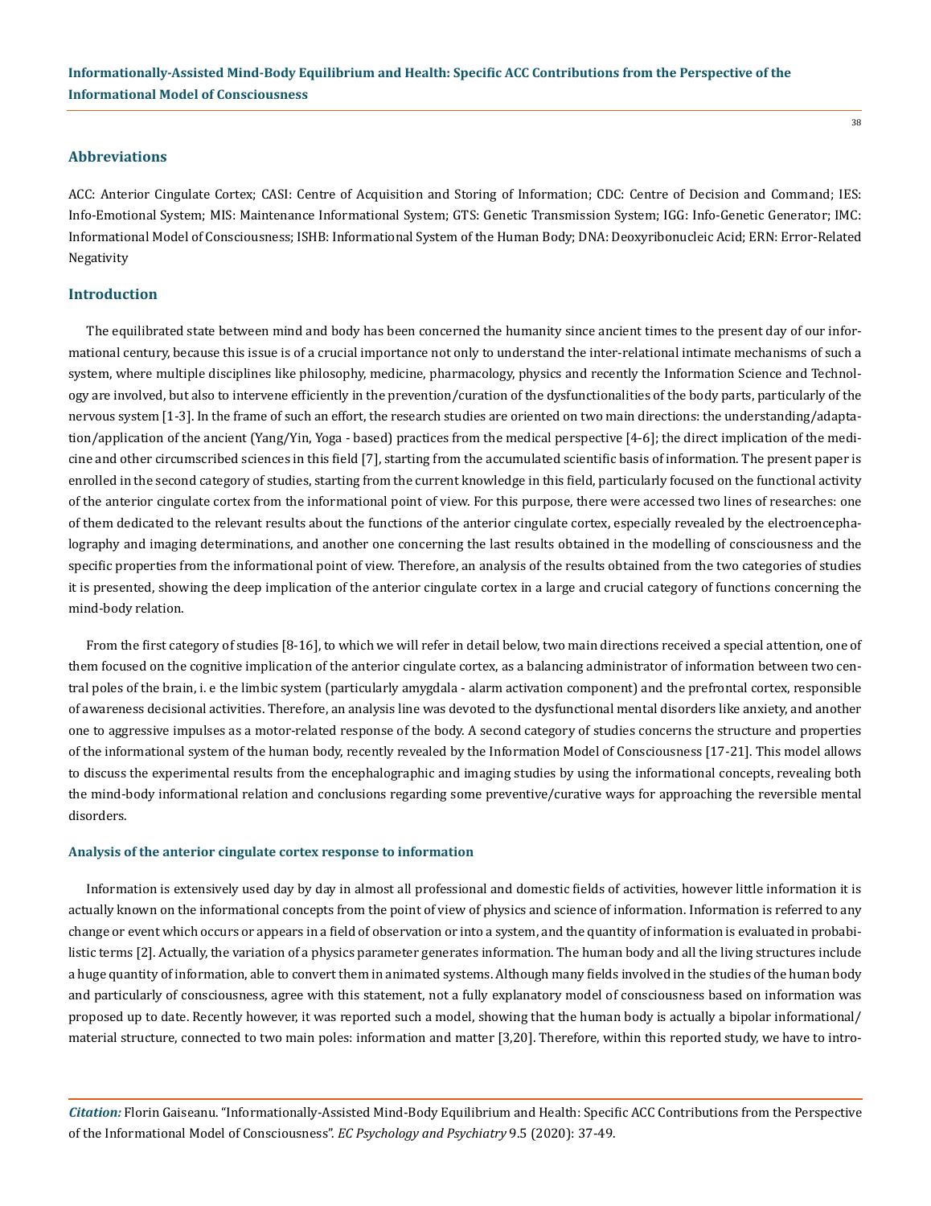## Abbreviations

ACC: Anterior Cingulate Cortex; CASI: Centre of Acquisition and Storing of Information; CDC: Centre of Decision and Command; IES: Info-Emotional System; MIS: Maintenance Informational System; GTS: Genetic Transmission System; IGG: Info-Genetic Generator; IMC: Informational Model of Consciousness; ISHB: Informational System of the Human Body; DNA: Deoxyribonucleic Acid; ERN: Error-Related Negativity

## Introduction

The equilibrated state between mind and body has been concerned the humanity since ancient times to the present day of our informational century, because this issue is of a crucial importance not only to understand the inter-relational intimate mechanisms of such a system, where multiple disciplines like philosophy, medicine, pharmacology, physics and recently the Information Science and Technology are involved, but also to intervene efficiently in the prevention/curation of the dysfunctionalities of the body parts, particularly of the nervous system [1-3]. In the frame of such an effort, the research studies are oriented on two main directions: the understanding/adaptation/application of the ancient (Yang/Yin, Yoga - based) practices from the medical perspective [4-6]; the direct implication of the medicine and other circumscribed sciences in this field [7], starting from the accumulated scientific basis of information. The present paper is enrolled in the second category of studies, starting from the current knowledge in this field, particularly focused on the functional activity of the anterior cingulate cortex from the informational point of view. For this purpose, there were accessed two lines of researches: one of them dedicated to the relevant results about the functions of the anterior cingulate cortex, especially revealed by the electroencephalography and imaging determinations, and another one concerning the last results obtained in the modelling of consciousness and the specific properties from the informational point of view. Therefore, an analysis of the results obtained from the two categories of studies it is presented, showing the deep implication of the anterior cingulate cortex in a large and crucial category of functions concerning the mind-body relation.

From the first category of studies [8-16], to which we will refer in detail below, two main directions received a special attention, one of them focused on the cognitive implication of the anterior cingulate cortex, as a balancing administrator of information between two central poles of the brain, i. e the limbic system (particularly amygdala - alarm activation component) and the prefrontal cortex, responsible of awareness decisional activities. Therefore, an analysis line was devoted to the dysfunctional mental disorders like anxiety, and another one to aggressive impulses as a motor-related response of the body. A second category of studies concerns the structure and properties of the informational system of the human body, recently revealed by the Information Model of Consciousness [17-21]. This model allows to discuss the experimental results from the encephalographic and imaging studies by using the informational concepts, revealing both the mind-body informational relation and conclusions regarding some preventive/curative ways for approaching the reversible mental disorders.

### Analysis of the anterior cingulate cortex response to information

Information is extensively used day by day in almost all professional and domestic fields of activities, however little information it is actually known on the informational concepts from the point of view of physics and science of information. Information is referred to any change or event which occurs or appears in a field of observation or into a system, and the quantity of information is evaluated in probabilistic terms [2]. Actually, the variation of a physics parameter generates information. The human body and all the living structures include a huge quantity of information, able to convert them in animated systems. Although many fields involved in the studies of the human body and particularly of consciousness, agree with this statement, not a fully explanatory model of consciousness based on information was proposed up to date. Recently however, it was reported such a model, showing that the human body is actually a bipolar informational/material structure, connected to two main poles: information and matter [3,20]. Therefore, within this reported study, we have to intro-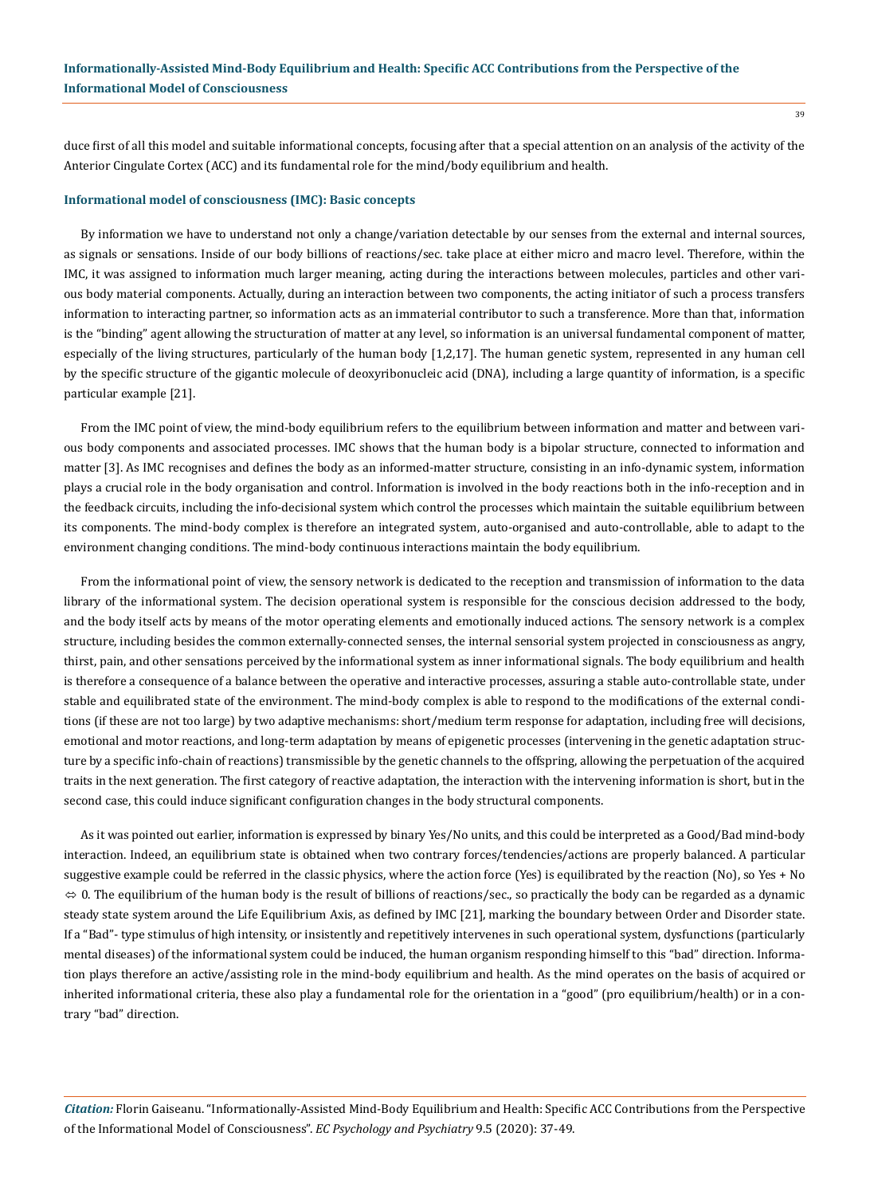duce first of all this model and suitable informational concepts, focusing after that a special attention on an analysis of the activity of the Anterior Cingulate Cortex (ACC) and its fundamental role for the mind/body equilibrium and health.

## Informational model of consciousness (IMC): Basic concepts

By information we have to understand not only a change/variation detectable by our senses from the external and internal sources, as signals or sensations. Inside of our body billions of reactions/sec. take place at either micro and macro level. Therefore, within the IMC, it was assigned to information much larger meaning, acting during the interactions between molecules, particles and other various body material components. Actually, during an interaction between two components, the acting initiator of such a process transfers information to interacting partner, so information acts as an immaterial contributor to such a transference. More than that, information is the "binding" agent allowing the structuration of matter at any level, so information is an universal fundamental component of matter, especially of the living structures, particularly of the human body [1,2,17]. The human genetic system, represented in any human cell by the specific structure of the gigantic molecule of deoxyribonucleic acid (DNA), including a large quantity of information, is a specific particular example [21].

From the IMC point of view, the mind-body equilibrium refers to the equilibrium between information and matter and between various body components and associated processes. IMC shows that the human body is a bipolar structure, connected to information and matter [3]. As IMC recognises and defines the body as an informed-matter structure, consisting in an info-dynamic system, information plays a crucial role in the body organisation and control. Information is involved in the body reactions both in the info-reception and in the feedback circuits, including the info-decisional system which control the processes which maintain the suitable equilibrium between its components. The mind-body complex is therefore an integrated system, auto-organised and auto-controllable, able to adapt to the environment changing conditions. The mind-body continuous interactions maintain the body equilibrium.

From the informational point of view, the sensory network is dedicated to the reception and transmission of information to the data library of the informational system. The decision operational system is responsible for the conscious decision addressed to the body, and the body itself acts by means of the motor operating elements and emotionally induced actions. The sensory network is a complex structure, including besides the common externally-connected senses, the internal sensorial system projected in consciousness as angry, thirst, pain, and other sensations perceived by the informational system as inner informational signals. The body equilibrium and health is therefore a consequence of a balance between the operative and interactive processes, assuring a stable auto-controllable state, under stable and equilibrated state of the environment. The mind-body complex is able to respond to the modifications of the external conditions (if these are not too large) by two adaptive mechanisms: short/medium term response for adaptation, including free will decisions, emotional and motor reactions, and long-term adaptation by means of epigenetic processes (intervening in the genetic adaptation structure by a specific info-chain of reactions) transmissible by the genetic channels to the offspring, allowing the perpetuation of the acquired traits in the next generation. The first category of reactive adaptation, the interaction with the intervening information is short, but in the second case, this could induce significant configuration changes in the body structural components.

As it was pointed out earlier, information is expressed by binary Yes/No units, and this could be interpreted as a Good/Bad mind-body interaction. Indeed, an equilibrium state is obtained when two contrary forces/tendencies/actions are properly balanced. A particular suggestive example could be referred in the classic physics, where the action force (Yes) is equilibrated by the reaction (No), so Yes + No $\Leftrightarrow$ 0. The equilibrium of the human body is the result of billions of reactions/sec., so practically the body can be regarded as a dynamic steady state system around the Life Equilibrium Axis, as defined by IMC [21], marking the boundary between Order and Disorder state. If a "Bad"- type stimulus of high intensity, or insistently and repetitively intervenes in such operational system, dysfunctions (particularly mental diseases) of the informational system could be induced, the human organism responding himself to this "bad" direction. Information plays therefore an active/assisting role in the mind-body equilibrium and health. As the mind operates on the basis of acquired or inherited informational criteria, these also play a fundamental role for the orientation in a "good" (pro equilibrium/health) or in a contrary "bad" direction.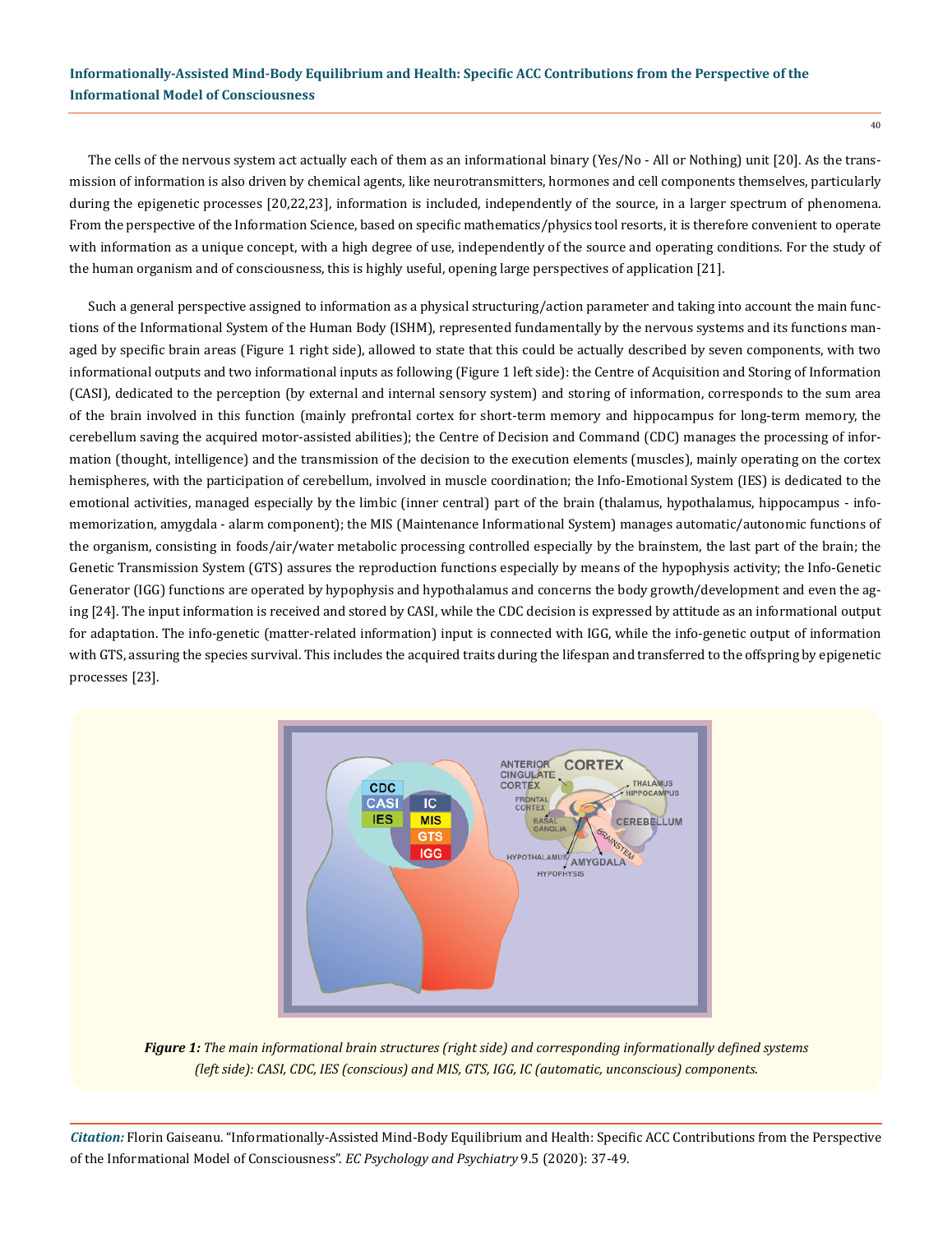The cells of the nervous system act actually each of them as an informational binary (Yes/No - All or Nothing) unit [20]. As the transmission of information is also driven by chemical agents, like neurotransmitters, hormones and cell components themselves, particularly during the epigenetic processes [20,22,23], information is included, independently of the source, in a larger spectrum of phenomena. From the perspective of the Information Science, based on specific mathematics/physics tool resorts, it is therefore convenient to operate with information as a unique concept, with a high degree of use, independently of the source and operating conditions. For the study of the human organism and of consciousness, this is highly useful, opening large perspectives of application [21].

Such a general perspective assigned to information as a physical structuring/action parameter and taking into account the main functions of the Informational System of the Human Body (ISHM), represented fundamentally by the nervous systems and its functions managed by specific brain areas (Figure 1 right side), allowed to state that this could be actually described by seven components, with two informational outputs and two informational inputs as following (Figure 1 left side): the Centre of Acquisition and Storing of Information (CASI), dedicated to the perception (by external and internal sensory system) and storing of information, corresponds to the sum area of the brain involved in this function (mainly prefrontal cortex for short-term memory and hippocampus for long-term memory, the cerebellum saving the acquired motor-assisted abilities); the Centre of Decision and Command (CDC) manages the processing of information (thought, intelligence) and the transmission of the decision to the execution elements (muscles), mainly operating on the cortex hemispheres, with the participation of cerebellum, involved in muscle coordination; the Info-Emotional System (IES) is dedicated to the emotional activities, managed especially by the limbic (inner central) part of the brain (thalamus, hypothalamus, hippocampus - info-memorization, amygdala - alarm component); the MIS (Maintenance Informational System) manages automatic/autonomic functions of the organism, consisting in foods/air/water metabolic processing controlled especially by the brainstem, the last part of the brain; the Genetic Transmission System (GTS) assures the reproduction functions especially by means of the hypophysis activity; the Info-Genetic Generator (IGG) functions are operated by hypophysis and hypothalamus and concerns the body growth/development and even the aging [24]. The input information is received and stored by CASI, while the CDC decision is expressed by attitude as an informational output for adaptation. The info-genetic (matter-related information) input is connected with IGG, while the info-genetic output of information with GTS, assuring the species survival. This includes the acquired traits during the lifespan and transferred to the offspring by epigenetic processes [23].

*Figure 1: The main informational brain structures (right side) and corresponding informationally defined systems (left side): CASI, CDC, IES (conscious) and MIS, GTS, IGG, IC (automatic, unconscious) components.*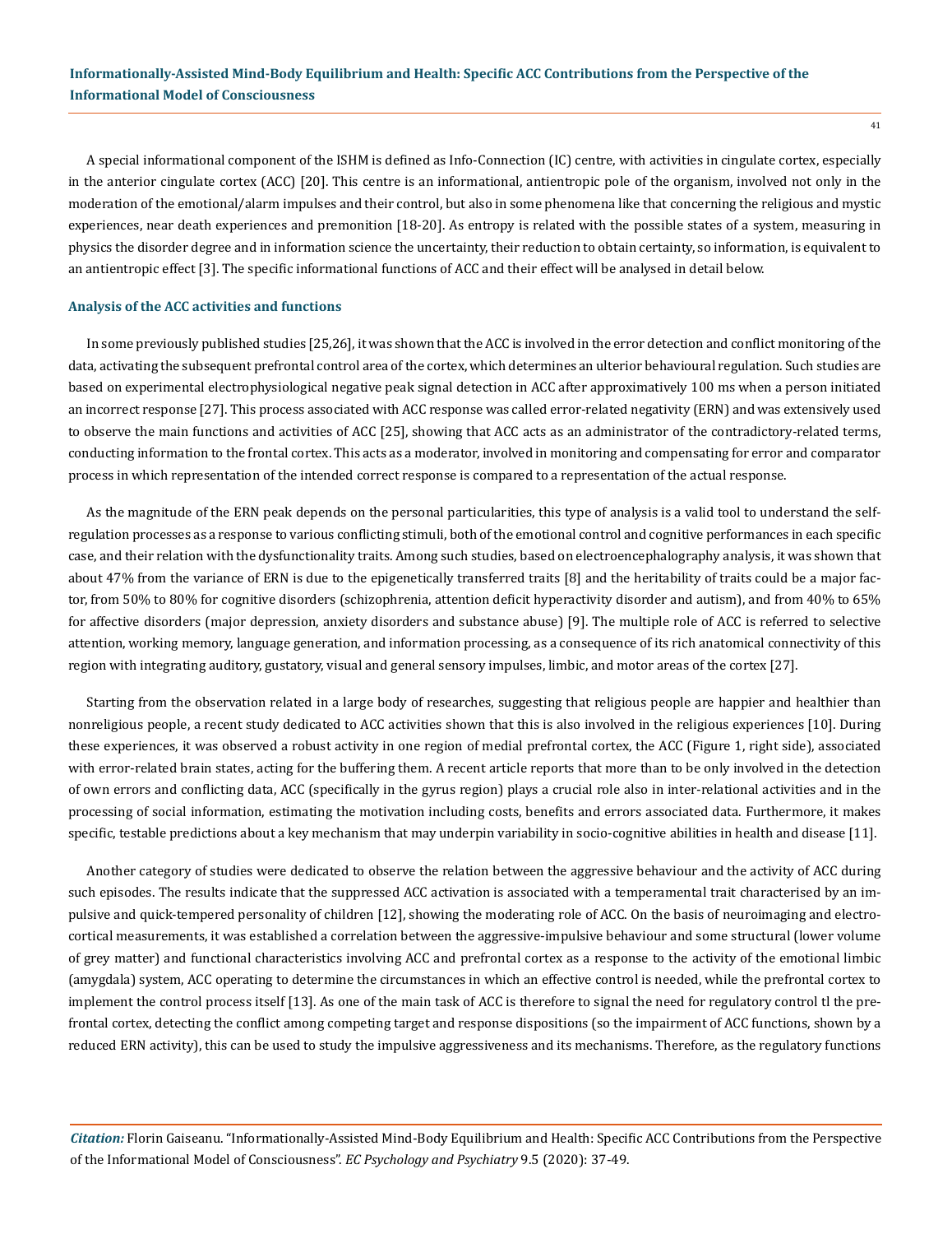A special informational component of the ISHM is defined as Info-Connection (IC) centre, with activities in cingulate cortex, especially in the anterior cingulate cortex (ACC) [20]. This centre is an informational, antientropic pole of the organism, involved not only in the moderation of the emotional/alarm impulses and their control, but also in some phenomena like that concerning the religious and mystic experiences, near death experiences and premonition [18-20]. As entropy is related with the possible states of a system, measuring in physics the disorder degree and in information science the uncertainty, their reduction to obtain certainty, so information, is equivalent to an antientropic effect [3]. The specific informational functions of ACC and their effect will be analysed in detail below.

### Analysis of the ACC activities and functions

In some previously published studies [25,26], it was shown that the ACC is involved in the error detection and conflict monitoring of the data, activating the subsequent prefrontal control area of the cortex, which determines an ulterior behavioural regulation. Such studies are based on experimental electrophysiological negative peak signal detection in ACC after approximatively 100 ms when a person initiated an incorrect response [27]. This process associated with ACC response was called error-related negativity (ERN) and was extensively used to observe the main functions and activities of ACC [25], showing that ACC acts as an administrator of the contradictory-related terms, conducting information to the frontal cortex. This acts as a moderator, involved in monitoring and compensating for error and comparator process in which representation of the intended correct response is compared to a representation of the actual response.

As the magnitude of the ERN peak depends on the personal particularities, this type of analysis is a valid tool to understand the self-regulation processes as a response to various conflicting stimuli, both of the emotional control and cognitive performances in each specific case, and their relation with the dysfunctionality traits. Among such studies, based on electroencephalography analysis, it was shown that about 47% from the variance of ERN is due to the epigenetically transferred traits [8] and the heritability of traits could be a major factor, from 50% to 80% for cognitive disorders (schizophrenia, attention deficit hyperactivity disorder and autism), and from 40% to 65% for affective disorders (major depression, anxiety disorders and substance abuse) [9]. The multiple role of ACC is referred to selective attention, working memory, language generation, and information processing, as a consequence of its rich anatomical connectivity of this region with integrating auditory, gustatory, visual and general sensory impulses, limbic, and motor areas of the cortex [27].

Starting from the observation related in a large body of researches, suggesting that religious people are happier and healthier than nonreligious people, a recent study dedicated to ACC activities shown that this is also involved in the religious experiences [10]. During these experiences, it was observed a robust activity in one region of medial prefrontal cortex, the ACC (Figure 1, right side), associated with error-related brain states, acting for the buffering them. A recent article reports that more than to be only involved in the detection of own errors and conflicting data, ACC (specifically in the gyrus region) plays a crucial role also in inter-relational activities and in the processing of social information, estimating the motivation including costs, benefits and errors associated data. Furthermore, it makes specific, testable predictions about a key mechanism that may underpin variability in socio-cognitive abilities in health and disease [11].

Another category of studies were dedicated to observe the relation between the aggressive behaviour and the activity of ACC during such episodes. The results indicate that the suppressed ACC activation is associated with a temperamental trait characterised by an impulsive and quick-tempered personality of children [12], showing the moderating role of ACC. On the basis of neuroimaging and electrocortical measurements, it was established a correlation between the aggressive-impulsive behaviour and some structural (lower volume of grey matter) and functional characteristics involving ACC and prefrontal cortex as a response to the activity of the emotional limbic (amygdala) system, ACC operating to determine the circumstances in which an effective control is needed, while the prefrontal cortex to implement the control process itself [13]. As one of the main task of ACC is therefore to signal the need for regulatory control tl the prefrontal cortex, detecting the conflict among competing target and response dispositions (so the impairment of ACC functions, shown by a reduced ERN activity), this can be used to study the impulsive aggressiveness and its mechanisms. Therefore, as the regulatory functions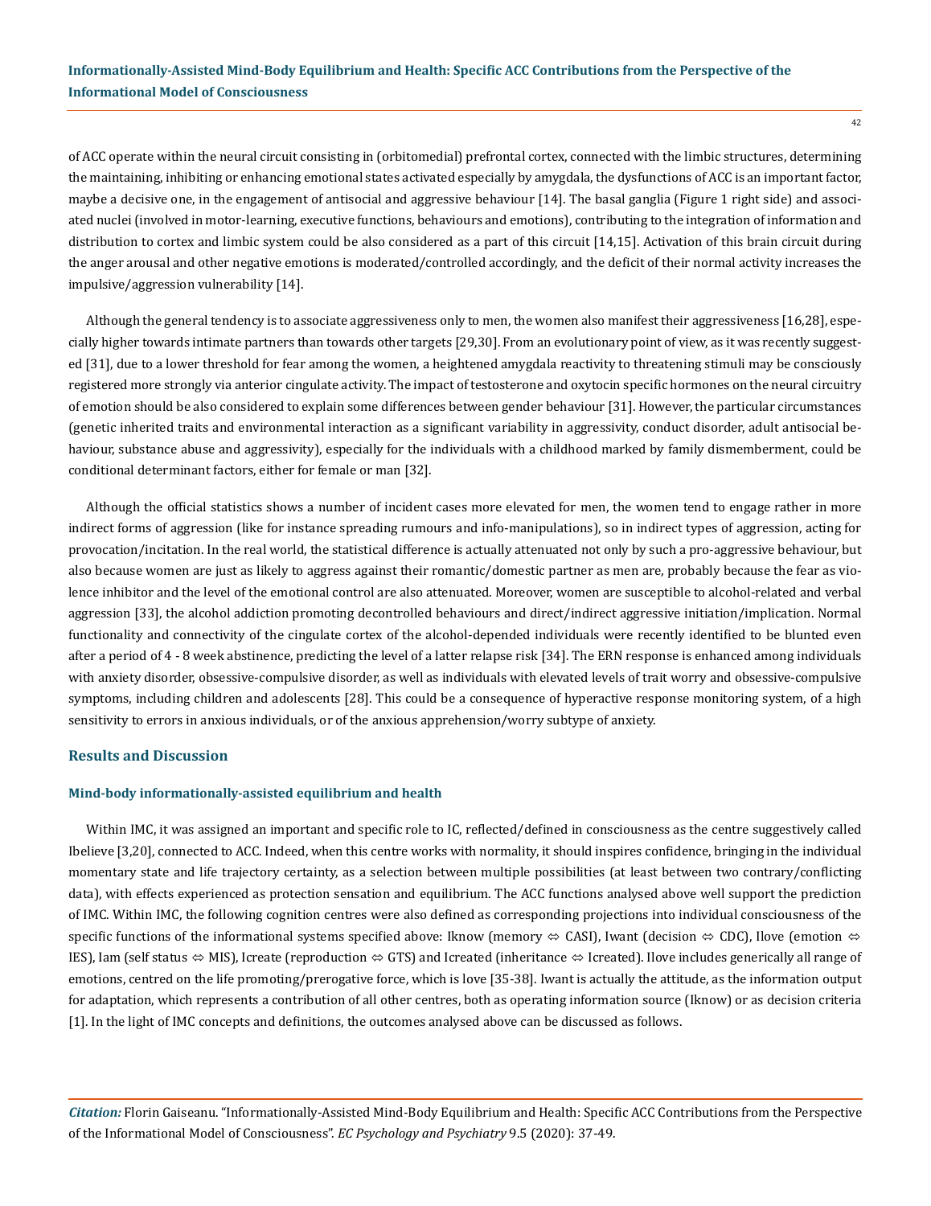of ACC operate within the neural circuit consisting in (orbitomedial) prefrontal cortex, connected with the limbic structures, determining the maintaining, inhibiting or enhancing emotional states activated especially by amygdala, the dysfunctions of ACC is an important factor, maybe a decisive one, in the engagement of antisocial and aggressive behaviour [14]. The basal ganglia (Figure 1 right side) and associated nuclei (involved in motor-learning, executive functions, behaviours and emotions), contributing to the integration of information and distribution to cortex and limbic system could be also considered as a part of this circuit [14,15]. Activation of this brain circuit during the anger arousal and other negative emotions is moderated/controlled accordingly, and the deficit of their normal activity increases the impulsive/aggression vulnerability [14].

Although the general tendency is to associate aggressiveness only to men, the women also manifest their aggressiveness [16,28], especially higher towards intimate partners than towards other targets [29,30]. From an evolutionary point of view, as it was recently suggested [31], due to a lower threshold for fear among the women, a heightened amygdala reactivity to threatening stimuli may be consciously registered more strongly via anterior cingulate activity. The impact of testosterone and oxytocin specific hormones on the neural circuitry of emotion should be also considered to explain some differences between gender behaviour [31]. However, the particular circumstances (genetic inherited traits and environmental interaction as a significant variability in aggressivity, conduct disorder, adult antisocial behaviour, substance abuse and aggressivity), especially for the individuals with a childhood marked by family dismemberment, could be conditional determinant factors, either for female or man [32].

Although the official statistics shows a number of incident cases more elevated for men, the women tend to engage rather in more indirect forms of aggression (like for instance spreading rumours and info-manipulations), so in indirect types of aggression, acting for provocation/incitation. In the real world, the statistical difference is actually attenuated not only by such a pro-aggressive behaviour, but also because women are just as likely to aggress against their romantic/domestic partner as men are, probably because the fear as violence inhibitor and the level of the emotional control are also attenuated. Moreover, women are susceptible to alcohol-related and verbal aggression [33], the alcohol addiction promoting decontrolled behaviours and direct/indirect aggressive initiation/implication. Normal functionality and connectivity of the cingulate cortex of the alcohol-depended individuals were recently identified to be blunted even after a period of 4 - 8 week abstinence, predicting the level of a latter relapse risk [34]. The ERN response is enhanced among individuals with anxiety disorder, obsessive-compulsive disorder, as well as individuals with elevated levels of trait worry and obsessive-compulsive symptoms, including children and adolescents [28]. This could be a consequence of hyperactive response monitoring system, of a high sensitivity to errors in anxious individuals, or of the anxious apprehension/worry subtype of anxiety.

## Results and Discussion

### Mind-body informationally-assisted equilibrium and health

Within IMC, it was assigned an important and specific role to IC, reflected/defined in consciousness as the centre suggestively called Ibelieve [3,20], connected to ACC. Indeed, when this centre works with normality, it should inspires confidence, bringing in the individual momentary state and life trajectory certainty, as a selection between multiple possibilities (at least between two contrary/conflicting data), with effects experienced as protection sensation and equilibrium. The ACC functions analysed above well support the prediction of IMC. Within IMC, the following cognition centres were also defined as corresponding projections into individual consciousness of the specific functions of the informational systems specified above: Iknow (memory ⇔ CASI), Iwant (decision ⇔ CDC), Ilove (emotion ⇔ IES), Iam (self status ⇔ MIS), Icreate (reproduction ⇔ GTS) and Icreated (inheritance ⇔ Icreated). Ilove includes generically all range of emotions, centred on the life promoting/prerogative force, which is love [35-38]. Iwant is actually the attitude, as the information output for adaptation, which represents a contribution of all other centres, both as operating information source (Iknow) or as decision criteria [1]. In the light of IMC concepts and definitions, the outcomes analysed above can be discussed as follows.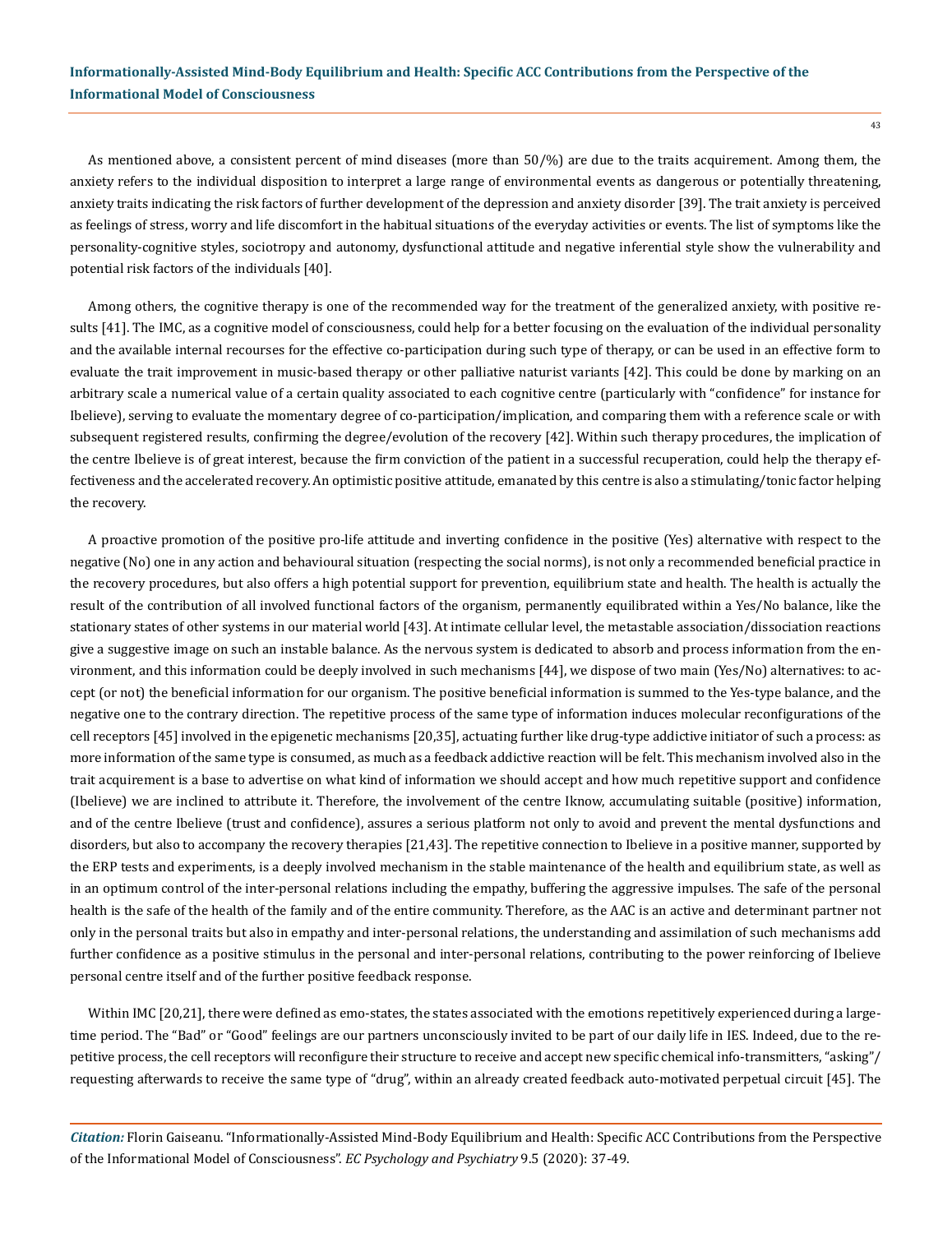As mentioned above, a consistent percent of mind diseases (more than 50/%) are due to the traits acquirement. Among them, the anxiety refers to the individual disposition to interpret a large range of environmental events as dangerous or potentially threatening, anxiety traits indicating the risk factors of further development of the depression and anxiety disorder [39]. The trait anxiety is perceived as feelings of stress, worry and life discomfort in the habitual situations of the everyday activities or events. The list of symptoms like the personality-cognitive styles, sociotropy and autonomy, dysfunctional attitude and negative inferential style show the vulnerability and potential risk factors of the individuals [40].

Among others, the cognitive therapy is one of the recommended way for the treatment of the generalized anxiety, with positive results [41]. The IMC, as a cognitive model of consciousness, could help for a better focusing on the evaluation of the individual personality and the available internal recourses for the effective co-participation during such type of therapy, or can be used in an effective form to evaluate the trait improvement in music-based therapy or other palliative naturist variants [42]. This could be done by marking on an arbitrary scale a numerical value of a certain quality associated to each cognitive centre (particularly with "confidence" for instance for Ibelieve), serving to evaluate the momentary degree of co-participation/implication, and comparing them with a reference scale or with subsequent registered results, confirming the degree/evolution of the recovery [42]. Within such therapy procedures, the implication of the centre Ibelieve is of great interest, because the firm conviction of the patient in a successful recuperation, could help the therapy effectiveness and the accelerated recovery. An optimistic positive attitude, emanated by this centre is also a stimulating/tonic factor helping the recovery.

A proactive promotion of the positive pro-life attitude and inverting confidence in the positive (Yes) alternative with respect to the negative (No) one in any action and behavioural situation (respecting the social norms), is not only a recommended beneficial practice in the recovery procedures, but also offers a high potential support for prevention, equilibrium state and health. The health is actually the result of the contribution of all involved functional factors of the organism, permanently equilibrated within a Yes/No balance, like the stationary states of other systems in our material world [43]. At intimate cellular level, the metastable association/dissociation reactions give a suggestive image on such an instable balance. As the nervous system is dedicated to absorb and process information from the environment, and this information could be deeply involved in such mechanisms [44], we dispose of two main (Yes/No) alternatives: to accept (or not) the beneficial information for our organism. The positive beneficial information is summed to the Yes-type balance, and the negative one to the contrary direction. The repetitive process of the same type of information induces molecular reconfigurations of the cell receptors [45] involved in the epigenetic mechanisms [20,35], actuating further like drug-type addictive initiator of such a process: as more information of the same type is consumed, as much as a feedback addictive reaction will be felt. This mechanism involved also in the trait acquirement is a base to advertise on what kind of information we should accept and how much repetitive support and confidence (Ibelieve) we are inclined to attribute it. Therefore, the involvement of the centre Iknow, accumulating suitable (positive) information, and of the centre Ibelieve (trust and confidence), assures a serious platform not only to avoid and prevent the mental dysfunctions and disorders, but also to accompany the recovery therapies [21,43]. The repetitive connection to Ibelieve in a positive manner, supported by the ERP tests and experiments, is a deeply involved mechanism in the stable maintenance of the health and equilibrium state, as well as in an optimum control of the inter-personal relations including the empathy, buffering the aggressive impulses. The safe of the personal health is the safe of the health of the family and of the entire community. Therefore, as the AAC is an active and determinant partner not only in the personal traits but also in empathy and inter-personal relations, the understanding and assimilation of such mechanisms add further confidence as a positive stimulus in the personal and inter-personal relations, contributing to the power reinforcing of Ibelieve personal centre itself and of the further positive feedback response.

Within IMC [20,21], there were defined as emo-states, the states associated with the emotions repetitively experienced during a large-time period. The "Bad" or "Good" feelings are our partners unconsciously invited to be part of our daily life in IES. Indeed, due to the repetitive process, the cell receptors will reconfigure their structure to receive and accept new specific chemical info-transmitters, "asking"/ requesting afterwards to receive the same type of "drug", within an already created feedback auto-motivated perpetual circuit [45]. The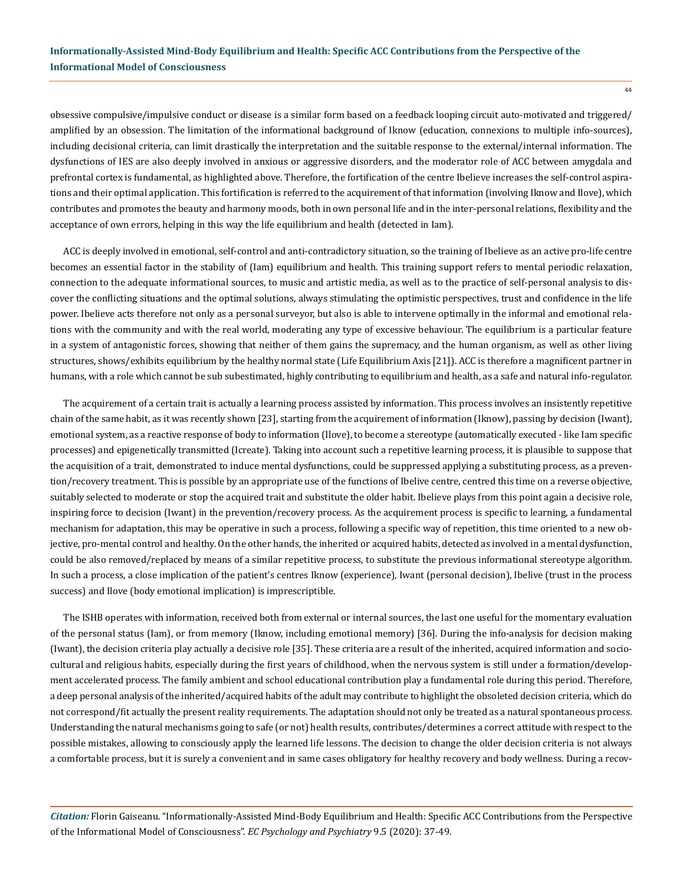obsessive compulsive/impulsive conduct or disease is a similar form based on a feedback looping circuit auto-motivated and triggered/amplified by an obsession. The limitation of the informational background of Iknow (education, connexions to multiple info-sources), including decisional criteria, can limit drastically the interpretation and the suitable response to the external/internal information. The dysfunctions of IES are also deeply involved in anxious or aggressive disorders, and the moderator role of ACC between amygdala and prefrontal cortex is fundamental, as highlighted above. Therefore, the fortification of the centre Ibelieve increases the self-control aspirations and their optimal application. This fortification is referred to the acquirement of that information (involving Iknow and Ilove), which contributes and promotes the beauty and harmony moods, both in own personal life and in the inter-personal relations, flexibility and the acceptance of own errors, helping in this way the life equilibrium and health (detected in Iam).

ACC is deeply involved in emotional, self-control and anti-contradictory situation, so the training of Ibelieve as an active pro-life centre becomes an essential factor in the stability of (Iam) equilibrium and health. This training support refers to mental periodic relaxation, connection to the adequate informational sources, to music and artistic media, as well as to the practice of self-personal analysis to discover the conflicting situations and the optimal solutions, always stimulating the optimistic perspectives, trust and confidence in the life power. Ibelieve acts therefore not only as a personal surveyor, but also is able to intervene optimally in the informal and emotional relations with the community and with the real world, moderating any type of excessive behaviour. The equilibrium is a particular feature in a system of antagonistic forces, showing that neither of them gains the supremacy, and the human organism, as well as other living structures, shows/exhibits equilibrium by the healthy normal state (Life Equilibrium Axis [21]). ACC is therefore a magnificent partner in humans, with a role which cannot be sub subestimated, highly contributing to equilibrium and health, as a safe and natural info-regulator.

The acquirement of a certain trait is actually a learning process assisted by information. This process involves an insistently repetitive chain of the same habit, as it was recently shown [23], starting from the acquirement of information (Iknow), passing by decision (Iwant), emotional system, as a reactive response of body to information (Ilove), to become a stereotype (automatically executed - like Iam specific processes) and epigenetically transmitted (Icreate). Taking into account such a repetitive learning process, it is plausible to suppose that the acquisition of a trait, demonstrated to induce mental dysfunctions, could be suppressed applying a substituting process, as a prevention/recovery treatment. This is possible by an appropriate use of the functions of Ibelive centre, centred this time on a reverse objective, suitably selected to moderate or stop the acquired trait and substitute the older habit. Ibelieve plays from this point again a decisive role, inspiring force to decision (Iwant) in the prevention/recovery process. As the acquirement process is specific to learning, a fundamental mechanism for adaptation, this may be operative in such a process, following a specific way of repetition, this time oriented to a new objective, pro-mental control and healthy. On the other hands, the inherited or acquired habits, detected as involved in a mental dysfunction, could be also removed/replaced by means of a similar repetitive process, to substitute the previous informational stereotype algorithm. In such a process, a close implication of the patient's centres Iknow (experience), Iwant (personal decision), Ibelive (trust in the process success) and Ilove (body emotional implication) is imprescriptible.

The ISHB operates with information, received both from external or internal sources, the last one useful for the momentary evaluation of the personal status (Iam), or from memory (Iknow, including emotional memory) [36]. During the info-analysis for decision making (Iwant), the decision criteria play actually a decisive role [35]. These criteria are a result of the inherited, acquired information and socio-cultural and religious habits, especially during the first years of childhood, when the nervous system is still under a formation/development accelerated process. The family ambient and school educational contribution play a fundamental role during this period. Therefore, a deep personal analysis of the inherited/acquired habits of the adult may contribute to highlight the obsoleted decision criteria, which do not correspond/fit actually the present reality requirements. The adaptation should not only be treated as a natural spontaneous process. Understanding the natural mechanisms going to safe (or not) health results, contributes/determines a correct attitude with respect to the possible mistakes, allowing to consciously apply the learned life lessons. The decision to change the older decision criteria is not always a comfortable process, but it is surely a convenient and in same cases obligatory for healthy recovery and body wellness. During a recov-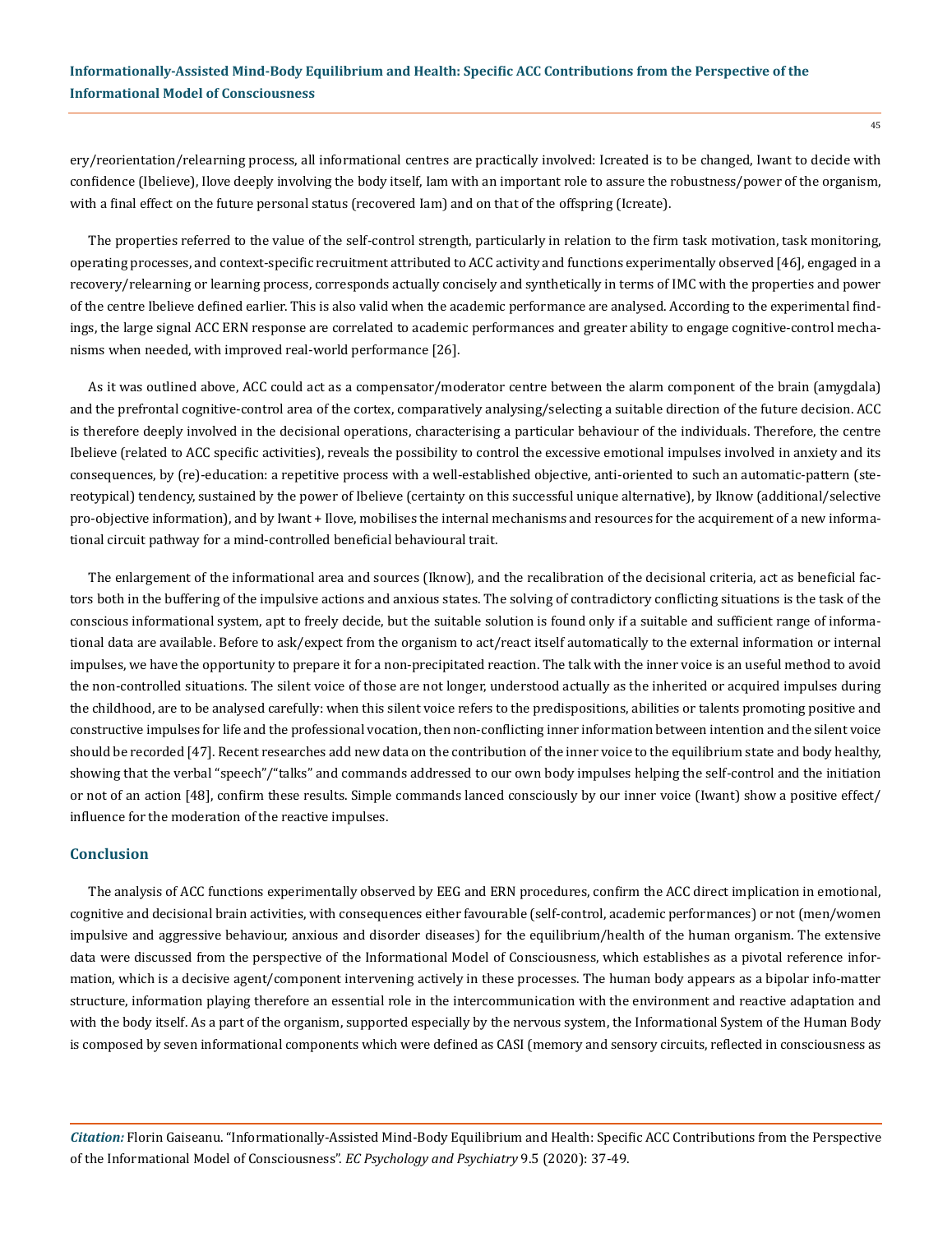ery/reorientation/relearning process, all informational centres are practically involved: Icreated is to be changed, Iwant to decide with confidence (Ibelieve), Ilove deeply involving the body itself, Iam with an important role to assure the robustness/power of the organism, with a final effect on the future personal status (recovered Iam) and on that of the offspring (Icreate).

The properties referred to the value of the self-control strength, particularly in relation to the firm task motivation, task monitoring, operating processes, and context-specific recruitment attributed to ACC activity and functions experimentally observed [46], engaged in a recovery/relearning or learning process, corresponds actually concisely and synthetically in terms of IMC with the properties and power of the centre Ibelieve defined earlier. This is also valid when the academic performance are analysed. According to the experimental findings, the large signal ACC ERN response are correlated to academic performances and greater ability to engage cognitive-control mechanisms when needed, with improved real-world performance [26].

As it was outlined above, ACC could act as a compensator/moderator centre between the alarm component of the brain (amygdala) and the prefrontal cognitive-control area of the cortex, comparatively analysing/selecting a suitable direction of the future decision. ACC is therefore deeply involved in the decisional operations, characterising a particular behaviour of the individuals. Therefore, the centre Ibelieve (related to ACC specific activities), reveals the possibility to control the excessive emotional impulses involved in anxiety and its consequences, by (re)-education: a repetitive process with a well-established objective, anti-oriented to such an automatic-pattern (stereotypical) tendency, sustained by the power of Ibelieve (certainty on this successful unique alternative), by Iknow (additional/selective pro-objective information), and by Iwant + Ilove, mobilises the internal mechanisms and resources for the acquirement of a new informational circuit pathway for a mind-controlled beneficial behavioural trait.

The enlargement of the informational area and sources (Iknow), and the recalibration of the decisional criteria, act as beneficial factors both in the buffering of the impulsive actions and anxious states. The solving of contradictory conflicting situations is the task of the conscious informational system, apt to freely decide, but the suitable solution is found only if a suitable and sufficient range of informational data are available. Before to ask/expect from the organism to act/react itself automatically to the external information or internal impulses, we have the opportunity to prepare it for a non-precipitated reaction. The talk with the inner voice is an useful method to avoid the non-controlled situations. The silent voice of those are not longer, understood actually as the inherited or acquired impulses during the childhood, are to be analysed carefully: when this silent voice refers to the predispositions, abilities or talents promoting positive and constructive impulses for life and the professional vocation, then non-conflicting inner information between intention and the silent voice should be recorded [47]. Recent researches add new data on the contribution of the inner voice to the equilibrium state and body healthy, showing that the verbal "speech"/"talks" and commands addressed to our own body impulses helping the self-control and the initiation or not of an action [48], confirm these results. Simple commands lanced consciously by our inner voice (Iwant) show a positive effect/influence for the moderation of the reactive impulses.

## Conclusion

The analysis of ACC functions experimentally observed by EEG and ERN procedures, confirm the ACC direct implication in emotional, cognitive and decisional brain activities, with consequences either favourable (self-control, academic performances) or not (men/women impulsive and aggressive behaviour, anxious and disorder diseases) for the equilibrium/health of the human organism. The extensive data were discussed from the perspective of the Informational Model of Consciousness, which establishes as a pivotal reference information, which is a decisive agent/component intervening actively in these processes. The human body appears as a bipolar info-matter structure, information playing therefore an essential role in the intercommunication with the environment and reactive adaptation and with the body itself. As a part of the organism, supported especially by the nervous system, the Informational System of the Human Body is composed by seven informational components which were defined as CASI (memory and sensory circuits, reflected in consciousness as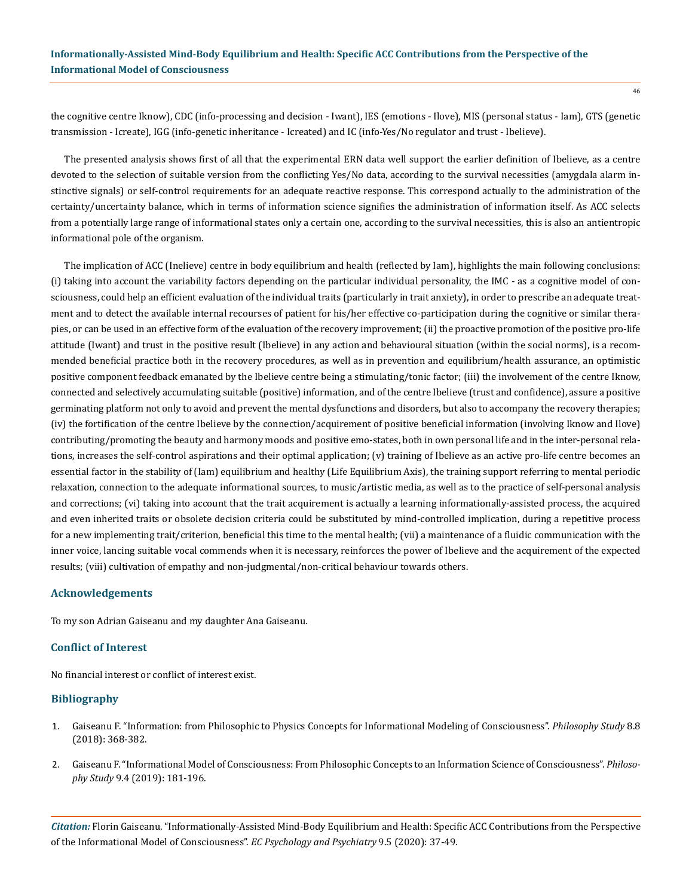the cognitive centre Iknow), CDC (info-processing and decision - Iwant), IES (emotions - Ilove), MIS (personal status - Iam), GTS (genetic transmission - Icreate), IGG (info-genetic inheritance - Icreated) and IC (info-Yes/No regulator and trust - Ibelieve).

The presented analysis shows first of all that the experimental ERN data well support the earlier definition of Ibelieve, as a centre devoted to the selection of suitable version from the conflicting Yes/No data, according to the survival necessities (amygdala alarm instinctive signals) or self-control requirements for an adequate reactive response. This correspond actually to the administration of the certainty/uncertainty balance, which in terms of information science signifies the administration of information itself. As ACC selects from a potentially large range of informational states only a certain one, according to the survival necessities, this is also an antientropic informational pole of the organism.

The implication of ACC (Inelieve) centre in body equilibrium and health (reflected by Iam), highlights the main following conclusions: (i) taking into account the variability factors depending on the particular individual personality, the IMC - as a cognitive model of consciousness, could help an efficient evaluation of the individual traits (particularly in trait anxiety), in order to prescribe an adequate treatment and to detect the available internal recourses of patient for his/her effective co-participation during the cognitive or similar therapies, or can be used in an effective form of the evaluation of the recovery improvement; (ii) the proactive promotion of the positive pro-life attitude (Iwant) and trust in the positive result (Ibelieve) in any action and behavioural situation (within the social norms), is a recommended beneficial practice both in the recovery procedures, as well as in prevention and equilibrium/health assurance, an optimistic positive component feedback emanated by the Ibelieve centre being a stimulating/tonic factor; (iii) the involvement of the centre Iknow, connected and selectively accumulating suitable (positive) information, and of the centre Ibelieve (trust and confidence), assure a positive germinating platform not only to avoid and prevent the mental dysfunctions and disorders, but also to accompany the recovery therapies; (iv) the fortification of the centre Ibelieve by the connection/acquirement of positive beneficial information (involving Iknow and Ilove) contributing/promoting the beauty and harmony moods and positive emo-states, both in own personal life and in the inter-personal relations, increases the self-control aspirations and their optimal application; (v) training of Ibelieve as an active pro-life centre becomes an essential factor in the stability of (Iam) equilibrium and healthy (Life Equilibrium Axis), the training support referring to mental periodic relaxation, connection to the adequate informational sources, to music/artistic media, as well as to the practice of self-personal analysis and corrections; (vi) taking into account that the trait acquirement is actually a learning informationally-assisted process, the acquired and even inherited traits or obsolete decision criteria could be substituted by mind-controlled implication, during a repetitive process for a new implementing trait/criterion, beneficial this time to the mental health; (vii) a maintenance of a fluidic communication with the inner voice, lancing suitable vocal commends when it is necessary, reinforces the power of Ibelieve and the acquirement of the expected results; (viii) cultivation of empathy and non-judgmental/non-critical behaviour towards others.

## Acknowledgements

To my son Adrian Gaiseanu and my daughter Ana Gaiseanu.

## Conflict of Interest

No financial interest or conflict of interest exist.

## Bibliography

1. Gaiseanu F. "Information: from Philosophic to Physics Concepts for Informational Modeling of Consciousness". *Philosophy Study* 8.8 (2018): 368-382.
2. Gaiseanu F. "Informational Model of Consciousness: From Philosophic Concepts to an Information Science of Consciousness". *Philosophy Study* 9.4 (2019): 181-196.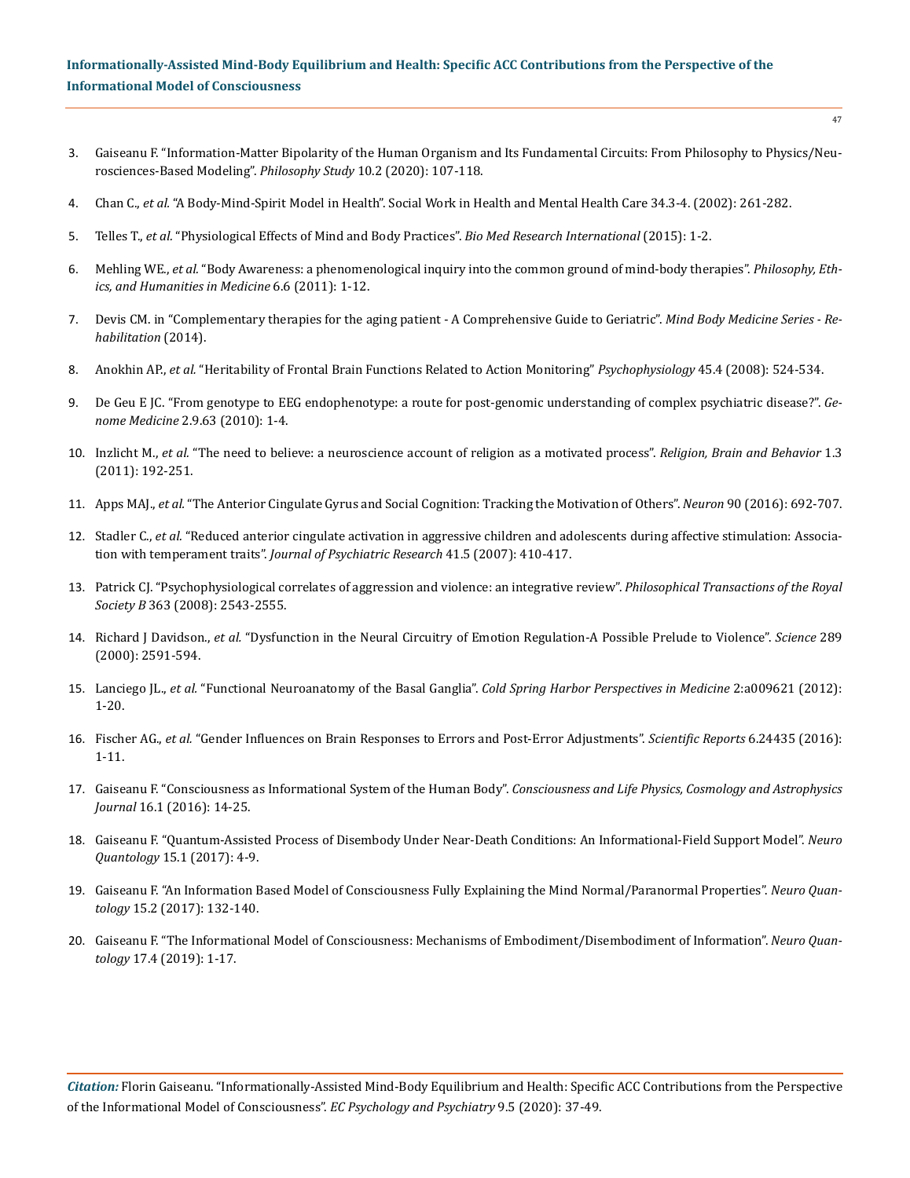3. Gaiseanu F. "Information-Matter Bipolarity of the Human Organism and Its Fundamental Circuits: From Philosophy to Physics/Neurosciences-Based Modeling". *Philosophy Study* 10.2 (2020): 107-118.
4. Chan C., *et al.* "A Body-Mind-Spirit Model in Health". Social Work in Health and Mental Health Care 34.3-4. (2002): 261-282.
5. Telles T., *et al.* "Physiological Effects of Mind and Body Practices". *Bio Med Research International* (2015): 1-2.
6. Mehling WE., *et al.* "Body Awareness: a phenomenological inquiry into the common ground of mind-body therapies". *Philosophy, Ethics, and Humanities in Medicine* 6.6 (2011): 1-12.
7. Devis CM. in "Complementary therapies for the aging patient - A Comprehensive Guide to Geriatric". *Mind Body Medicine Series - Rehabilitation* (2014).
8. Anokhin AP., *et al.* "Heritability of Frontal Brain Functions Related to Action Monitoring" *Psychophysiology* 45.4 (2008): 524-534.
9. De Geu E JC. "From genotype to EEG endophenotype: a route for post-genomic understanding of complex psychiatric disease?". *Genome Medicine* 2.9.63 (2010): 1-4.
10. Inzlicht M., *et al.* "The need to believe: a neuroscience account of religion as a motivated process". *Religion, Brain and Behavior* 1.3 (2011): 192-251.
11. Apps MAJ., *et al.* "The Anterior Cingulate Gyrus and Social Cognition: Tracking the Motivation of Others". *Neuron* 90 (2016): 692-707.
12. Stadler C., *et al.* "Reduced anterior cingulate activation in aggressive children and adolescents during affective stimulation: Association with temperament traits". *Journal of Psychiatric Research* 41.5 (2007): 410-417.
13. Patrick CJ. "Psychophysiological correlates of aggression and violence: an integrative review". *Philosophical Transactions of the Royal Society B* 363 (2008): 2543-2555.
14. Richard J Davidson., *et al.* "Dysfunction in the Neural Circuitry of Emotion Regulation-A Possible Prelude to Violence". *Science* 289 (2000): 2591-594.
15. Lanciego JL., *et al.* "Functional Neuroanatomy of the Basal Ganglia". *Cold Spring Harbor Perspectives in Medicine* 2:a009621 (2012): 1-20.
16. Fischer AG., *et al.* "Gender Influences on Brain Responses to Errors and Post-Error Adjustments". *Scientific Reports* 6.24435 (2016): 1-11.
17. Gaiseanu F. "Consciousness as Informational System of the Human Body". *Consciousness and Life Physics, Cosmology and Astrophysics Journal* 16.1 (2016): 14-25.
18. Gaiseanu F. "Quantum-Assisted Process of Disembody Under Near-Death Conditions: An Informational-Field Support Model". *Neuro Quantology* 15.1 (2017): 4-9.
19. Gaiseanu F. "An Information Based Model of Consciousness Fully Explaining the Mind Normal/Paranormal Properties". *Neuro Quantology* 15.2 (2017): 132-140.
20. Gaiseanu F. "The Informational Model of Consciousness: Mechanisms of Embodiment/Disembodiment of Information". *Neuro Quantology* 17.4 (2019): 1-17.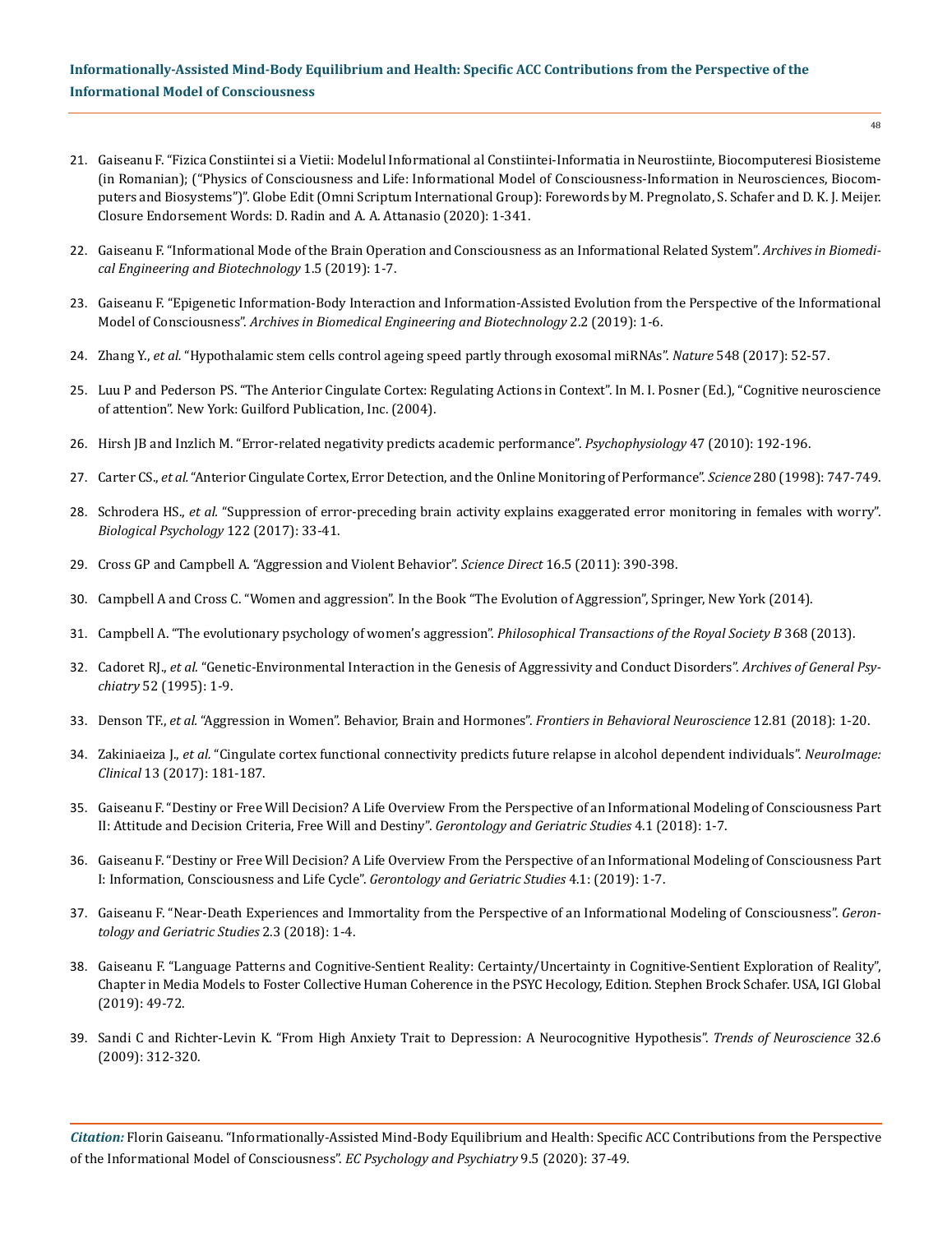21. Gaiseanu F. "Fizica Constiintei si a Vietii: Modelul Informational al Constiintei-Informatia in Neurostiinte, Biocomputeresi Biosisteme (in Romanian); ("Physics of Consciousness and Life: Informational Model of Consciousness-Information in Neurosciences, Biocomputers and Biosystems")". Globe Edit (Omni Scriptum International Group): Forewords by M. Pregnolato, S. Schafer and D. K. J. Meijer. Closure Endorsement Words: D. Radin and A. A. Attanasio (2020): 1-341.

22. Gaiseanu F. "Informational Mode of the Brain Operation and Consciousness as an Informational Related System". *Archives in Biomedical Engineering and Biotechnology* 1.5 (2019): 1-7.

23. Gaiseanu F. "Epigenetic Information-Body Interaction and Information-Assisted Evolution from the Perspective of the Informational Model of Consciousness". *Archives in Biomedical Engineering and Biotechnology* 2.2 (2019): 1-6.

24. Zhang Y., *et al.* "Hypothalamic stem cells control ageing speed partly through exosomal miRNAs". *Nature* 548 (2017): 52-57.

25. Luu P and Pederson PS. "The Anterior Cingulate Cortex: Regulating Actions in Context". In M. I. Posner (Ed.), "Cognitive neuroscience of attention". New York: Guilford Publication, Inc. (2004).

26. Hirsh JB and Inzlich M. "Error-related negativity predicts academic performance". *Psychophysiology* 47 (2010): 192-196.

27. Carter CS., *et al.* "Anterior Cingulate Cortex, Error Detection, and the Online Monitoring of Performance". *Science* 280 (1998): 747-749.

28. Schrodera HS., *et al.* "Suppression of error-preceding brain activity explains exaggerated error monitoring in females with worry". *Biological Psychology* 122 (2017): 33-41.

29. Cross GP and Campbell A. "Aggression and Violent Behavior". *Science Direct* 16.5 (2011): 390-398.

30. Campbell A and Cross C. "Women and aggression". In the Book "The Evolution of Aggression", Springer, New York (2014).

31. Campbell A. "The evolutionary psychology of women's aggression". *Philosophical Transactions of the Royal Society B* 368 (2013).

32. Cadoret RJ., *et al.* "Genetic-Environmental Interaction in the Genesis of Aggressivity and Conduct Disorders". *Archives of General Psychiatry* 52 (1995): 1-9.

33. Denson TF., *et al.* "Aggression in Women". Behavior, Brain and Hormones". *Frontiers in Behavioral Neuroscience* 12.81 (2018): 1-20.

34. Zakiniaeiza J., *et al.* "Cingulate cortex functional connectivity predicts future relapse in alcohol dependent individuals". *NeuroImage: Clinical* 13 (2017): 181-187.

35. Gaiseanu F. "Destiny or Free Will Decision? A Life Overview From the Perspective of an Informational Modeling of Consciousness Part II: Attitude and Decision Criteria, Free Will and Destiny". *Gerontology and Geriatric Studies* 4.1 (2018): 1-7.

36. Gaiseanu F. "Destiny or Free Will Decision? A Life Overview From the Perspective of an Informational Modeling of Consciousness Part I: Information, Consciousness and Life Cycle". *Gerontology and Geriatric Studies* 4.1: (2019): 1-7.

37. Gaiseanu F. "Near-Death Experiences and Immortality from the Perspective of an Informational Modeling of Consciousness". *Gerontology and Geriatric Studies* 2.3 (2018): 1-4.

38. Gaiseanu F. "Language Patterns and Cognitive-Sentient Reality: Certainty/Uncertainty in Cognitive-Sentient Exploration of Reality", Chapter in Media Models to Foster Collective Human Coherence in the PSYC Hecology, Edition. Stephen Brock Schafer. USA, IGI Global (2019): 49-72.

39. Sandi C and Richter-Levin K. "From High Anxiety Trait to Depression: A Neurocognitive Hypothesis". *Trends of Neuroscience* 32.6 (2009): 312-320.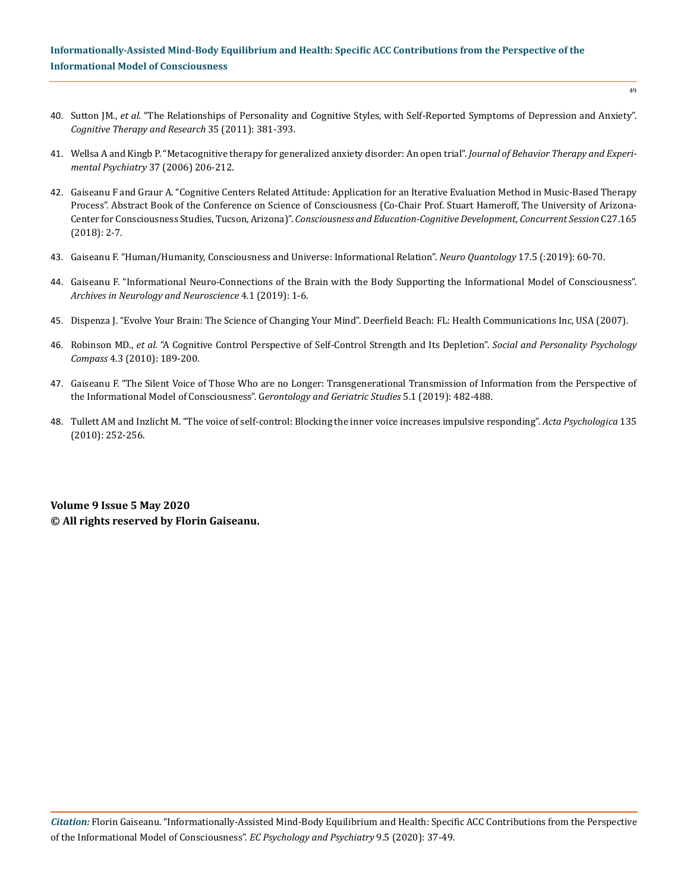40. Sutton JM., *et al.* "The Relationships of Personality and Cognitive Styles, with Self-Reported Symptoms of Depression and Anxiety". *Cognitive Therapy and Research* 35 (2011): 381-393.

41. Wellsa A and Kingb P. "Metacognitive therapy for generalized anxiety disorder: An open trial". *Journal of Behavior Therapy and Experimental Psychiatry* 37 (2006) 206-212.

42. Gaiseanu F and Graur A. "Cognitive Centers Related Attitude: Application for an Iterative Evaluation Method in Music-Based Therapy Process". Abstract Book of the Conference on Science of Consciousness (Co-Chair Prof. Stuart Hameroff, The University of Arizona-Center for Consciousness Studies, Tucson, Arizona)". *Consciousness and Education-Cognitive Development, Concurrent Session* C27.165 (2018): 2-7.

43. Gaiseanu F. "Human/Humanity, Consciousness and Universe: Informational Relation". *Neuro Quantology* 17.5 (:2019): 60-70.

44. Gaiseanu F. "Informational Neuro-Connections of the Brain with the Body Supporting the Informational Model of Consciousness". *Archives in Neurology and Neuroscience* 4.1 (2019): 1-6.

45. Dispenza J. "Evolve Your Brain: The Science of Changing Your Mind". Deerfield Beach: FL: Health Communications Inc, USA (2007).

46. Robinson MD., *et al.* "A Cognitive Control Perspective of Self-Control Strength and Its Depletion". *Social and Personality Psychology Compass* 4.3 (2010): 189-200.

47. Gaiseanu F. "The Silent Voice of Those Who are no Longer: Transgenerational Transmission of Information from the Perspective of the Informational Model of Consciousness". G*erontology and Geriatric Studies* 5.1 (2019): 482-488.

48. Tullett AM and Inzlicht M. "The voice of self-control: Blocking the inner voice increases impulsive responding". *Acta Psychologica* 135 (2010): 252-256.

**Volume 9 Issue 5 May 2020**
**© All rights reserved by Florin Gaiseanu.**